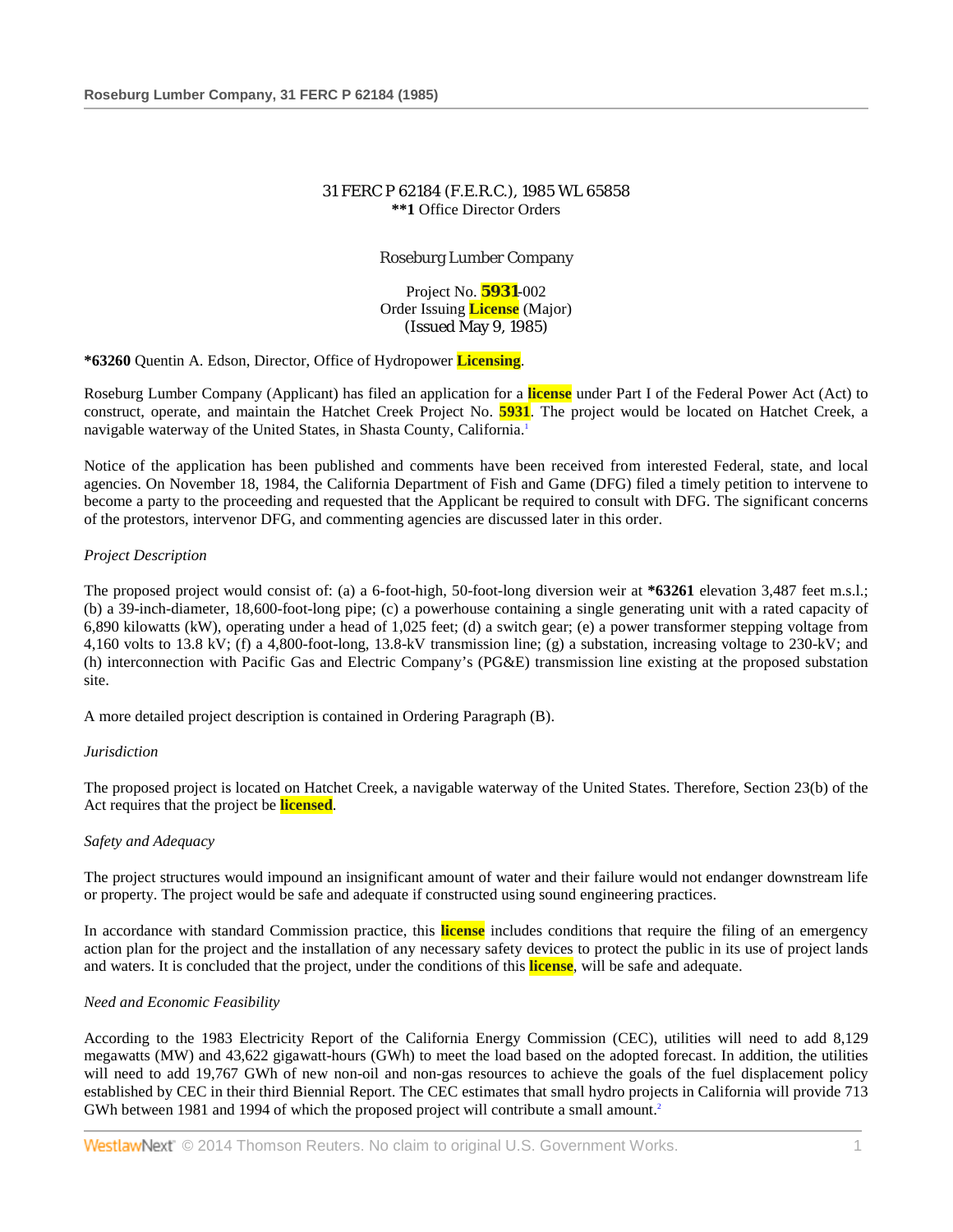31 FERC P 62184 (F.E.R.C.), 1985 WL 65858
**\*\*1** Office Director Orders

Roseburg Lumber Company

Project No. 5931-002
Order Issuing License (Major)
(Issued May 9, 1985)

**\*63260** Quentin A. Edson, Director, Office of Hydropower Licensing.

Roseburg Lumber Company (Applicant) has filed an application for a license under Part I of the Federal Power Act (Act) to construct, operate, and maintain the Hatchet Creek Project No. 5931. The project would be located on Hatchet Creek, a navigable waterway of the United States, in Shasta County, California.[1]

Notice of the application has been published and comments have been received from interested Federal, state, and local agencies. On November 18, 1984, the California Department of Fish and Game (DFG) filed a timely petition to intervene to become a party to the proceeding and requested that the Applicant be required to consult with DFG. The significant concerns of the protestors, intervenor DFG, and commenting agencies are discussed later in this order.

*Project Description*

The proposed project would consist of: (a) a 6-foot-high, 50-foot-long diversion weir at **\*63261** elevation 3,487 feet m.s.l.; (b) a 39-inch-diameter, 18,600-foot-long pipe; (c) a powerhouse containing a single generating unit with a rated capacity of 6,890 kilowatts (kW), operating under a head of 1,025 feet; (d) a switch gear; (e) a power transformer stepping voltage from 4,160 volts to 13.8 kV; (f) a 4,800-foot-long, 13.8-kV transmission line; (g) a substation, increasing voltage to 230-kV; and (h) interconnection with Pacific Gas and Electric Company's (PG&E) transmission line existing at the proposed substation site.

A more detailed project description is contained in Ordering Paragraph (B).

*Jurisdiction*

The proposed project is located on Hatchet Creek, a navigable waterway of the United States. Therefore, Section 23(b) of the Act requires that the project be licensed.

*Safety and Adequacy*

The project structures would impound an insignificant amount of water and their failure would not endanger downstream life or property. The project would be safe and adequate if constructed using sound engineering practices.

In accordance with standard Commission practice, this license includes conditions that require the filing of an emergency action plan for the project and the installation of any necessary safety devices to protect the public in its use of project lands and waters. It is concluded that the project, under the conditions of this license, will be safe and adequate.

*Need and Economic Feasibility*

According to the 1983 Electricity Report of the California Energy Commission (CEC), utilities will need to add 8,129 megawatts (MW) and 43,622 gigawatt-hours (GWh) to meet the load based on the adopted forecast. In addition, the utilities will need to add 19,767 GWh of new non-oil and non-gas resources to achieve the goals of the fuel displacement policy established by CEC in their third Biennial Report. The CEC estimates that small hydro projects in California will provide 713 GWh between 1981 and 1994 of which the proposed project will contribute a small amount.[2]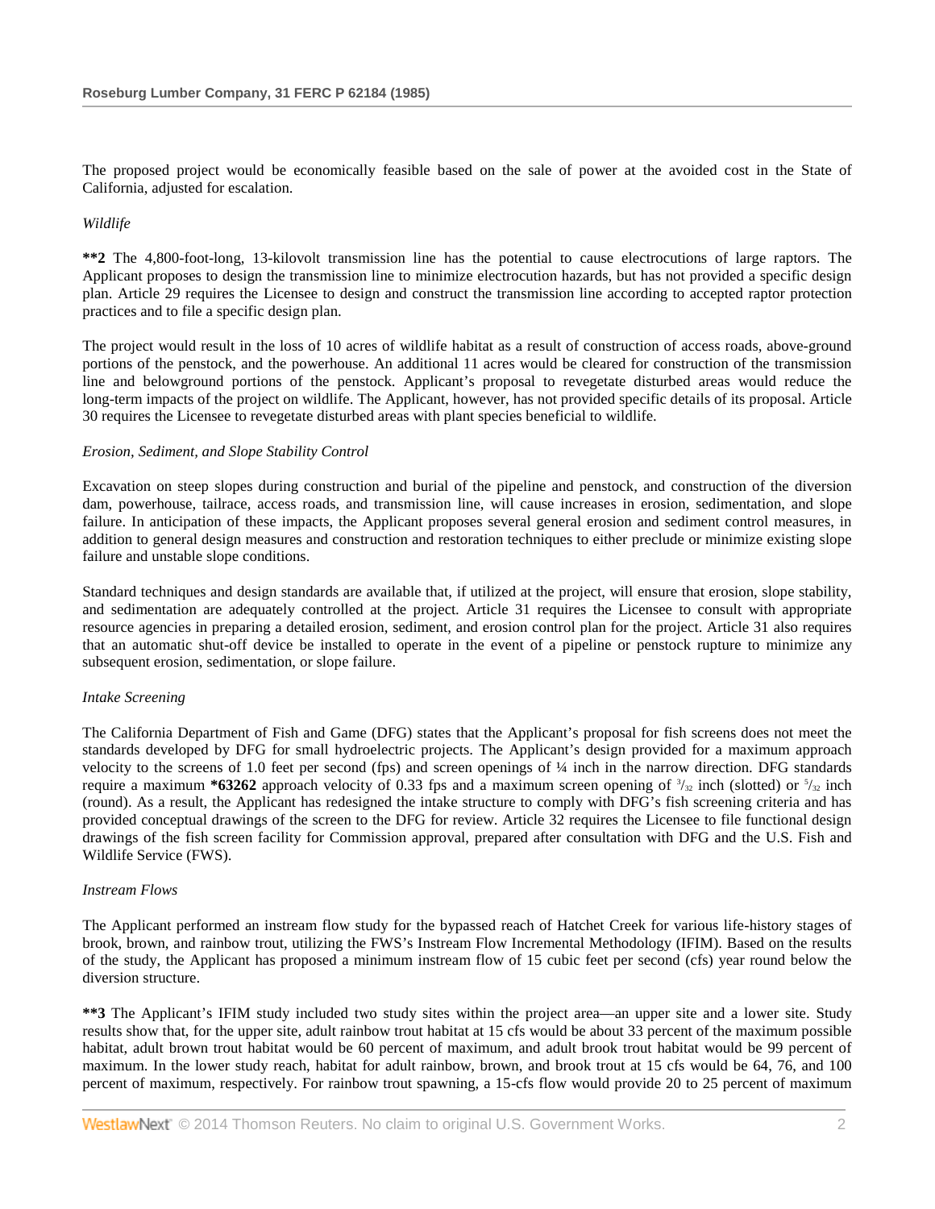The proposed project would be economically feasible based on the sale of power at the avoided cost in the State of California, adjusted for escalation.

*Wildlife*

**\*\*2** The 4,800-foot-long, 13-kilovolt transmission line has the potential to cause electrocutions of large raptors. The Applicant proposes to design the transmission line to minimize electrocution hazards, but has not provided a specific design plan. Article 29 requires the Licensee to design and construct the transmission line according to accepted raptor protection practices and to file a specific design plan.

The project would result in the loss of 10 acres of wildlife habitat as a result of construction of access roads, above-ground portions of the penstock, and the powerhouse. An additional 11 acres would be cleared for construction of the transmission line and belowground portions of the penstock. Applicant's proposal to revegetate disturbed areas would reduce the long-term impacts of the project on wildlife. The Applicant, however, has not provided specific details of its proposal. Article 30 requires the Licensee to revegetate disturbed areas with plant species beneficial to wildlife.

*Erosion, Sediment, and Slope Stability Control*

Excavation on steep slopes during construction and burial of the pipeline and penstock, and construction of the diversion dam, powerhouse, tailrace, access roads, and transmission line, will cause increases in erosion, sedimentation, and slope failure. In anticipation of these impacts, the Applicant proposes several general erosion and sediment control measures, in addition to general design measures and construction and restoration techniques to either preclude or minimize existing slope failure and unstable slope conditions.

Standard techniques and design standards are available that, if utilized at the project, will ensure that erosion, slope stability, and sedimentation are adequately controlled at the project. Article 31 requires the Licensee to consult with appropriate resource agencies in preparing a detailed erosion, sediment, and erosion control plan for the project. Article 31 also requires that an automatic shut-off device be installed to operate in the event of a pipeline or penstock rupture to minimize any subsequent erosion, sedimentation, or slope failure.

*Intake Screening*

The California Department of Fish and Game (DFG) states that the Applicant's proposal for fish screens does not meet the standards developed by DFG for small hydroelectric projects. The Applicant's design provided for a maximum approach velocity to the screens of 1.0 feet per second (fps) and screen openings of ¼ inch in the narrow direction. DFG standards require a maximum **\*63262** approach velocity of 0.33 fps and a maximum screen opening of 3/32 inch (slotted) or 5/32 inch (round). As a result, the Applicant has redesigned the intake structure to comply with DFG's fish screening criteria and has provided conceptual drawings of the screen to the DFG for review. Article 32 requires the Licensee to file functional design drawings of the fish screen facility for Commission approval, prepared after consultation with DFG and the U.S. Fish and Wildlife Service (FWS).

*Instream Flows*

The Applicant performed an instream flow study for the bypassed reach of Hatchet Creek for various life-history stages of brook, brown, and rainbow trout, utilizing the FWS's Instream Flow Incremental Methodology (IFIM). Based on the results of the study, the Applicant has proposed a minimum instream flow of 15 cubic feet per second (cfs) year round below the diversion structure.

**\*\*3** The Applicant's IFIM study included two study sites within the project area—an upper site and a lower site. Study results show that, for the upper site, adult rainbow trout habitat at 15 cfs would be about 33 percent of the maximum possible habitat, adult brown trout habitat would be 60 percent of maximum, and adult brook trout habitat would be 99 percent of maximum. In the lower study reach, habitat for adult rainbow, brown, and brook trout at 15 cfs would be 64, 76, and 100 percent of maximum, respectively. For rainbow trout spawning, a 15-cfs flow would provide 20 to 25 percent of maximum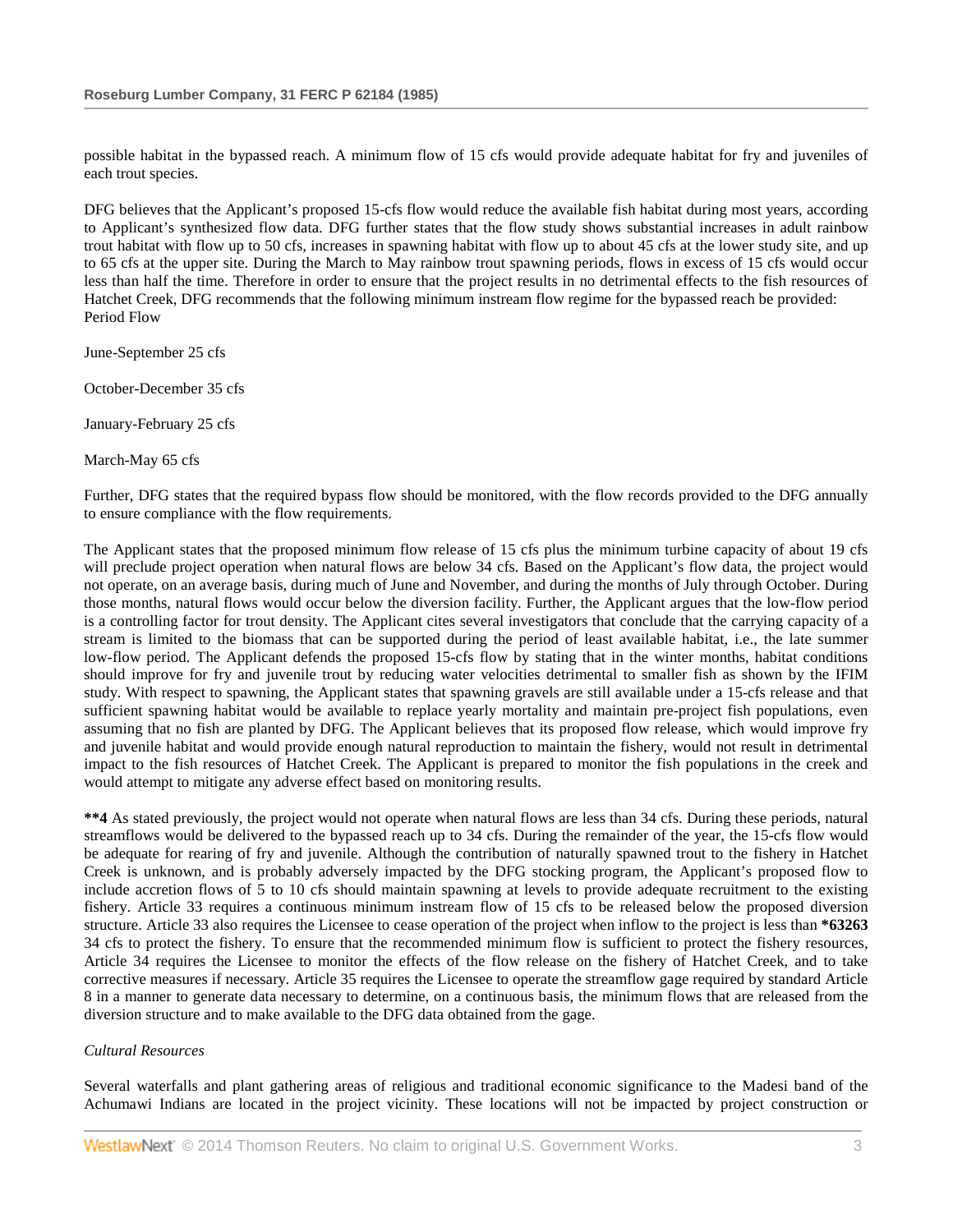possible habitat in the bypassed reach. A minimum flow of 15 cfs would provide adequate habitat for fry and juveniles of each trout species.

DFG believes that the Applicant's proposed 15-cfs flow would reduce the available fish habitat during most years, according to Applicant's synthesized flow data. DFG further states that the flow study shows substantial increases in adult rainbow trout habitat with flow up to 50 cfs, increases in spawning habitat with flow up to about 45 cfs at the lower study site, and up to 65 cfs at the upper site. During the March to May rainbow trout spawning periods, flows in excess of 15 cfs would occur less than half the time. Therefore in order to ensure that the project results in no detrimental effects to the fish resources of Hatchet Creek, DFG recommends that the following minimum instream flow regime for the bypassed reach be provided:

| Period | Flow |
|---|---|
| June-September | 25 cfs |
| October-December | 35 cfs |
| January-February | 25 cfs |
| March-May | 65 cfs |

Further, DFG states that the required bypass flow should be monitored, with the flow records provided to the DFG annually to ensure compliance with the flow requirements.

The Applicant states that the proposed minimum flow release of 15 cfs plus the minimum turbine capacity of about 19 cfs will preclude project operation when natural flows are below 34 cfs. Based on the Applicant's flow data, the project would not operate, on an average basis, during much of June and November, and during the months of July through October. During those months, natural flows would occur below the diversion facility. Further, the Applicant argues that the low-flow period is a controlling factor for trout density. The Applicant cites several investigators that conclude that the carrying capacity of a stream is limited to the biomass that can be supported during the period of least available habitat, i.e., the late summer low-flow period. The Applicant defends the proposed 15-cfs flow by stating that in the winter months, habitat conditions should improve for fry and juvenile trout by reducing water velocities detrimental to smaller fish as shown by the IFIM study. With respect to spawning, the Applicant states that spawning gravels are still available under a 15-cfs release and that sufficient spawning habitat would be available to replace yearly mortality and maintain pre-project fish populations, even assuming that no fish are planted by DFG. The Applicant believes that its proposed flow release, which would improve fry and juvenile habitat and would provide enough natural reproduction to maintain the fishery, would not result in detrimental impact to the fish resources of Hatchet Creek. The Applicant is prepared to monitor the fish populations in the creek and would attempt to mitigate any adverse effect based on monitoring results.

**\*\*4** As stated previously, the project would not operate when natural flows are less than 34 cfs. During these periods, natural streamflows would be delivered to the bypassed reach up to 34 cfs. During the remainder of the year, the 15-cfs flow would be adequate for rearing of fry and juvenile. Although the contribution of naturally spawned trout to the fishery in Hatchet Creek is unknown, and is probably adversely impacted by the DFG stocking program, the Applicant's proposed flow to include accretion flows of 5 to 10 cfs should maintain spawning at levels to provide adequate recruitment to the existing fishery. Article 33 requires a continuous minimum instream flow of 15 cfs to be released below the proposed diversion structure. Article 33 also requires the Licensee to cease operation of the project when inflow to the project is less than **\*63263** 34 cfs to protect the fishery. To ensure that the recommended minimum flow is sufficient to protect the fishery resources, Article 34 requires the Licensee to monitor the effects of the flow release on the fishery of Hatchet Creek, and to take corrective measures if necessary. Article 35 requires the Licensee to operate the streamflow gage required by standard Article 8 in a manner to generate data necessary to determine, on a continuous basis, the minimum flows that are released from the diversion structure and to make available to the DFG data obtained from the gage.

*Cultural Resources*

Several waterfalls and plant gathering areas of religious and traditional economic significance to the Madesi band of the Achumawi Indians are located in the project vicinity. These locations will not be impacted by project construction or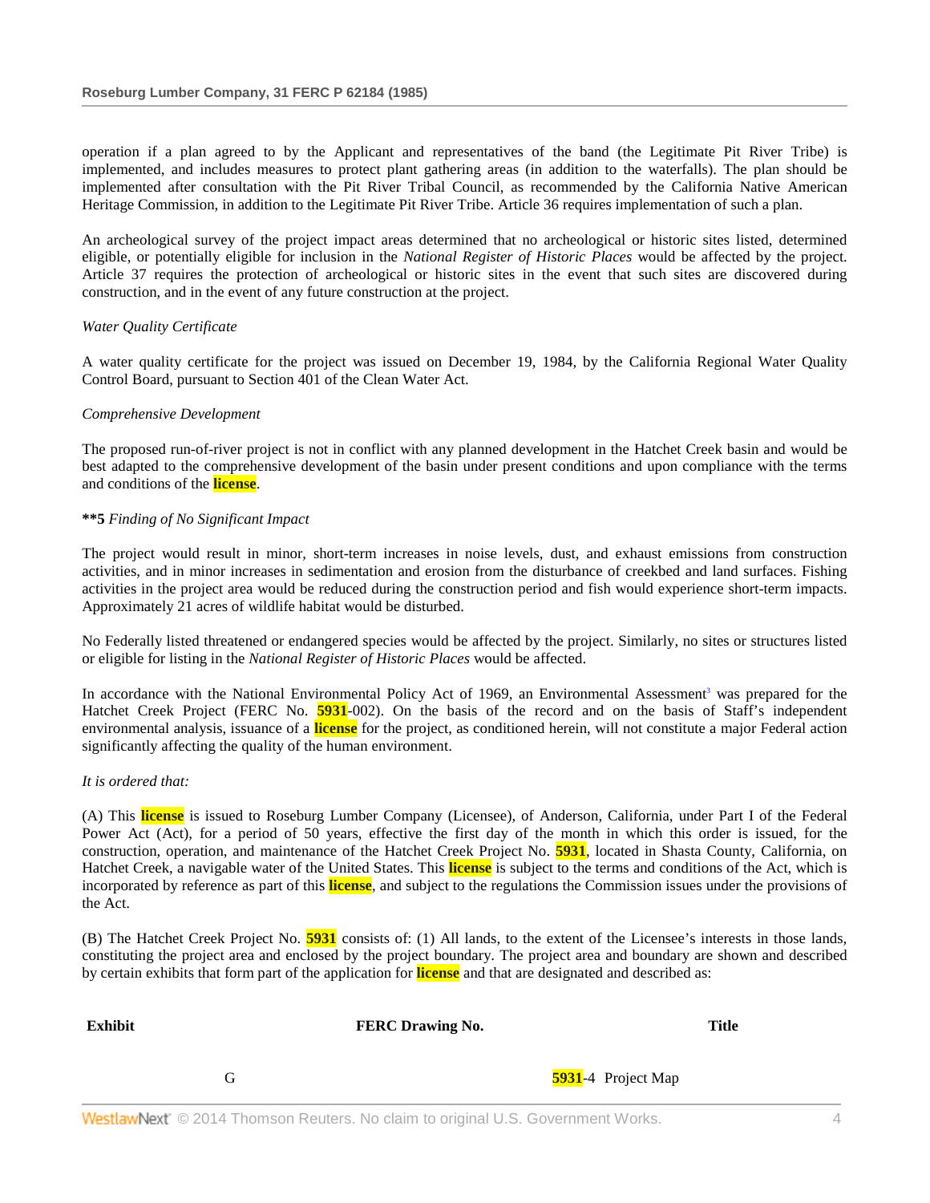operation if a plan agreed to by the Applicant and representatives of the band (the Legitimate Pit River Tribe) is implemented, and includes measures to protect plant gathering areas (in addition to the waterfalls). The plan should be implemented after consultation with the Pit River Tribal Council, as recommended by the California Native American Heritage Commission, in addition to the Legitimate Pit River Tribe. Article 36 requires implementation of such a plan.

An archeological survey of the project impact areas determined that no archeological or historic sites listed, determined eligible, or potentially eligible for inclusion in the *National Register of Historic Places* would be affected by the project. Article 37 requires the protection of archeological or historic sites in the event that such sites are discovered during construction, and in the event of any future construction at the project.

*Water Quality Certificate*

A water quality certificate for the project was issued on December 19, 1984, by the California Regional Water Quality Control Board, pursuant to Section 401 of the Clean Water Act.

*Comprehensive Development*

The proposed run-of-river project is not in conflict with any planned development in the Hatchet Creek basin and would be best adapted to the comprehensive development of the basin under present conditions and upon compliance with the terms and conditions of the license.

**\*\*5** *Finding of No Significant Impact*

The project would result in minor, short-term increases in noise levels, dust, and exhaust emissions from construction activities, and in minor increases in sedimentation and erosion from the disturbance of creekbed and land surfaces. Fishing activities in the project area would be reduced during the construction period and fish would experience short-term impacts. Approximately 21 acres of wildlife habitat would be disturbed.

No Federally listed threatened or endangered species would be affected by the project. Similarly, no sites or structures listed or eligible for listing in the *National Register of Historic Places* would be affected.

In accordance with the National Environmental Policy Act of 1969, an Environmental Assessment[3] was prepared for the Hatchet Creek Project (FERC No. 5931-002). On the basis of the record and on the basis of Staff's independent environmental analysis, issuance of a license for the project, as conditioned herein, will not constitute a major Federal action significantly affecting the quality of the human environment.

*It is ordered that:*

(A) This license is issued to Roseburg Lumber Company (Licensee), of Anderson, California, under Part I of the Federal Power Act (Act), for a period of 50 years, effective the first day of the month in which this order is issued, for the construction, operation, and maintenance of the Hatchet Creek Project No. 5931, located in Shasta County, California, on Hatchet Creek, a navigable water of the United States. This license is subject to the terms and conditions of the Act, which is incorporated by reference as part of this license, and subject to the regulations the Commission issues under the provisions of the Act.

(B) The Hatchet Creek Project No. 5931 consists of: (1) All lands, to the extent of the Licensee's interests in those lands, constituting the project area and enclosed by the project boundary. The project area and boundary are shown and described by certain exhibits that form part of the application for license and that are designated and described as:

| Exhibit | FERC Drawing No. | Title |
| --- | --- | --- |
| G | 5931-4 | Project Map |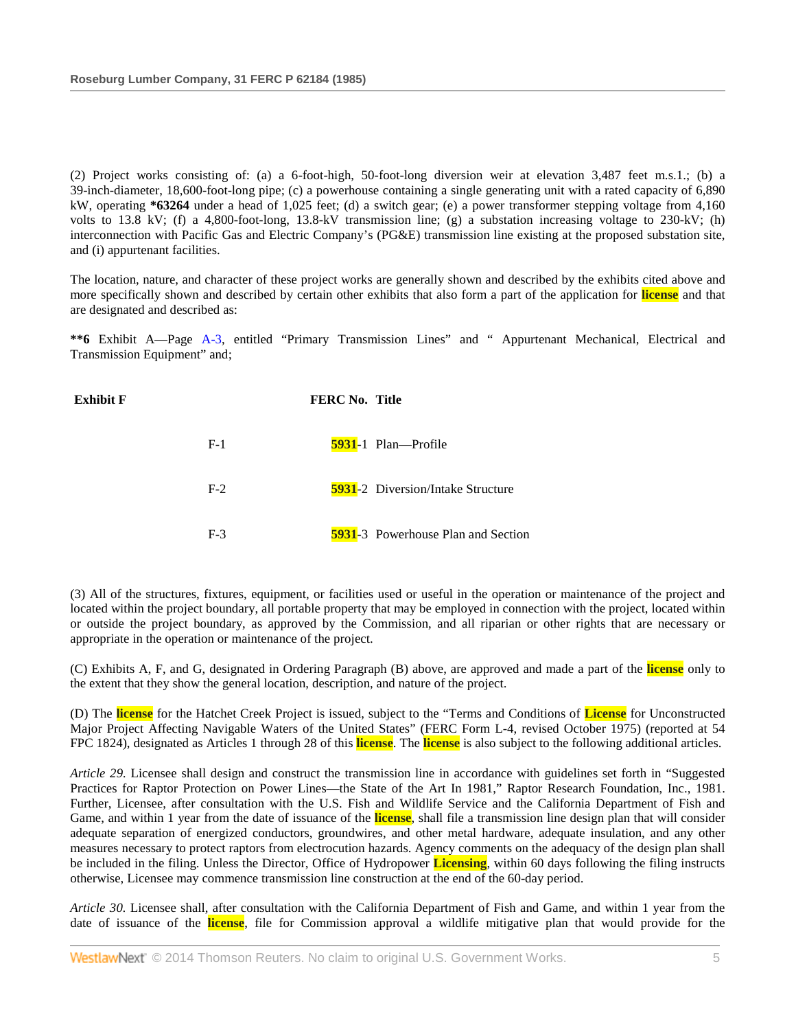(2) Project works consisting of: (a) a 6-foot-high, 50-foot-long diversion weir at elevation 3,487 feet m.s.1.; (b) a 39-inch-diameter, 18,600-foot-long pipe; (c) a powerhouse containing a single generating unit with a rated capacity of 6,890 kW, operating **\*63264** under a head of 1,025 feet; (d) a switch gear; (e) a power transformer stepping voltage from 4,160 volts to 13.8 kV; (f) a 4,800-foot-long, 13.8-kV transmission line; (g) a substation increasing voltage to 230-kV; (h) interconnection with Pacific Gas and Electric Company's (PG&E) transmission line existing at the proposed substation site, and (i) appurtenant facilities.

The location, nature, and character of these project works are generally shown and described by the exhibits cited above and more specifically shown and described by certain other exhibits that also form a part of the application for license and that are designated and described as:

**\*\*6** Exhibit A—Page A-3, entitled "Primary Transmission Lines" and " Appurtenant Mechanical, Electrical and Transmission Equipment" and;

| Exhibit F | | FERC No. | Title |
|---|---|---|---|
| | F-1 | 5931-1 | Plan—Profile |
| | F-2 | 5931-2 | Diversion/Intake Structure |
| | F-3 | 5931-3 | Powerhouse Plan and Section |

(3) All of the structures, fixtures, equipment, or facilities used or useful in the operation or maintenance of the project and located within the project boundary, all portable property that may be employed in connection with the project, located within or outside the project boundary, as approved by the Commission, and all riparian or other rights that are necessary or appropriate in the operation or maintenance of the project.

(C) Exhibits A, F, and G, designated in Ordering Paragraph (B) above, are approved and made a part of the license only to the extent that they show the general location, description, and nature of the project.

(D) The license for the Hatchet Creek Project is issued, subject to the "Terms and Conditions of License for Unconstructed Major Project Affecting Navigable Waters of the United States" (FERC Form L-4, revised October 1975) (reported at 54 FPC 1824), designated as Articles 1 through 28 of this license. The license is also subject to the following additional articles.

*Article 29.* Licensee shall design and construct the transmission line in accordance with guidelines set forth in "Suggested Practices for Raptor Protection on Power Lines—the State of the Art In 1981," Raptor Research Foundation, Inc., 1981. Further, Licensee, after consultation with the U.S. Fish and Wildlife Service and the California Department of Fish and Game, and within 1 year from the date of issuance of the license, shall file a transmission line design plan that will consider adequate separation of energized conductors, groundwires, and other metal hardware, adequate insulation, and any other measures necessary to protect raptors from electrocution hazards. Agency comments on the adequacy of the design plan shall be included in the filing. Unless the Director, Office of Hydropower Licensing, within 60 days following the filing instructs otherwise, Licensee may commence transmission line construction at the end of the 60-day period.

*Article 30.* Licensee shall, after consultation with the California Department of Fish and Game, and within 1 year from the date of issuance of the license, file for Commission approval a wildlife mitigative plan that would provide for the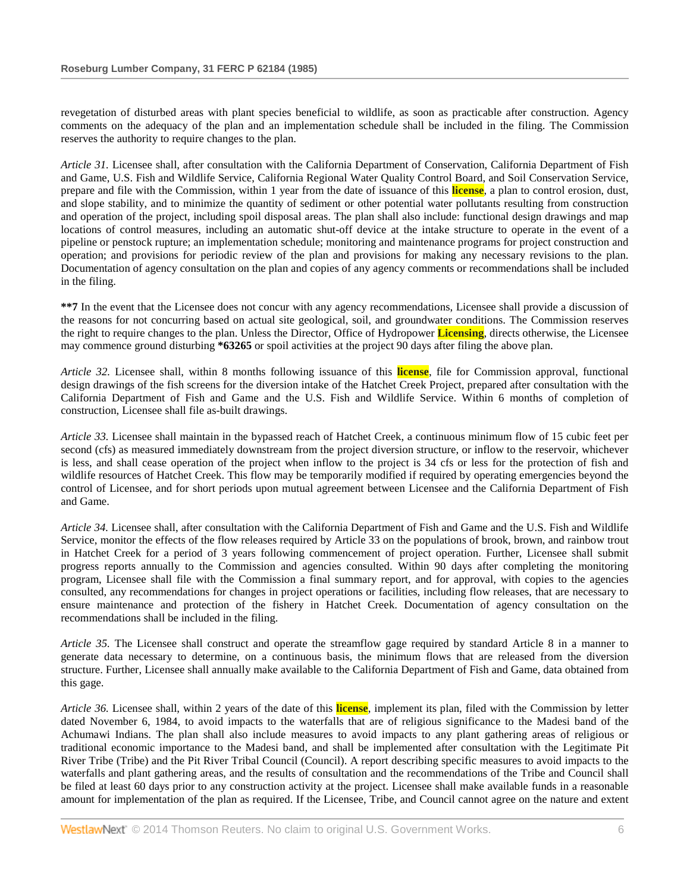revegetation of disturbed areas with plant species beneficial to wildlife, as soon as practicable after construction. Agency comments on the adequacy of the plan and an implementation schedule shall be included in the filing. The Commission reserves the authority to require changes to the plan.

*Article 31.* Licensee shall, after consultation with the California Department of Conservation, California Department of Fish and Game, U.S. Fish and Wildlife Service, California Regional Water Quality Control Board, and Soil Conservation Service, prepare and file with the Commission, within 1 year from the date of issuance of this **license**, a plan to control erosion, dust, and slope stability, and to minimize the quantity of sediment or other potential water pollutants resulting from construction and operation of the project, including spoil disposal areas. The plan shall also include: functional design drawings and map locations of control measures, including an automatic shut-off device at the intake structure to operate in the event of a pipeline or penstock rupture; an implementation schedule; monitoring and maintenance programs for project construction and operation; and provisions for periodic review of the plan and provisions for making any necessary revisions to the plan. Documentation of agency consultation on the plan and copies of any agency comments or recommendations shall be included in the filing.

**\*\*7** In the event that the Licensee does not concur with any agency recommendations, Licensee shall provide a discussion of the reasons for not concurring based on actual site geological, soil, and groundwater conditions. The Commission reserves the right to require changes to the plan. Unless the Director, Office of Hydropower **Licensing**, directs otherwise, the Licensee may commence ground disturbing **\*63265** or spoil activities at the project 90 days after filing the above plan.

*Article 32.* Licensee shall, within 8 months following issuance of this **license**, file for Commission approval, functional design drawings of the fish screens for the diversion intake of the Hatchet Creek Project, prepared after consultation with the California Department of Fish and Game and the U.S. Fish and Wildlife Service. Within 6 months of completion of construction, Licensee shall file as-built drawings.

*Article 33.* Licensee shall maintain in the bypassed reach of Hatchet Creek, a continuous minimum flow of 15 cubic feet per second (cfs) as measured immediately downstream from the project diversion structure, or inflow to the reservoir, whichever is less, and shall cease operation of the project when inflow to the project is 34 cfs or less for the protection of fish and wildlife resources of Hatchet Creek. This flow may be temporarily modified if required by operating emergencies beyond the control of Licensee, and for short periods upon mutual agreement between Licensee and the California Department of Fish and Game.

*Article 34.* Licensee shall, after consultation with the California Department of Fish and Game and the U.S. Fish and Wildlife Service, monitor the effects of the flow releases required by Article 33 on the populations of brook, brown, and rainbow trout in Hatchet Creek for a period of 3 years following commencement of project operation. Further, Licensee shall submit progress reports annually to the Commission and agencies consulted. Within 90 days after completing the monitoring program, Licensee shall file with the Commission a final summary report, and for approval, with copies to the agencies consulted, any recommendations for changes in project operations or facilities, including flow releases, that are necessary to ensure maintenance and protection of the fishery in Hatchet Creek. Documentation of agency consultation on the recommendations shall be included in the filing.

*Article 35.* The Licensee shall construct and operate the streamflow gage required by standard Article 8 in a manner to generate data necessary to determine, on a continuous basis, the minimum flows that are released from the diversion structure. Further, Licensee shall annually make available to the California Department of Fish and Game, data obtained from this gage.

*Article 36.* Licensee shall, within 2 years of the date of this **license**, implement its plan, filed with the Commission by letter dated November 6, 1984, to avoid impacts to the waterfalls that are of religious significance to the Madesi band of the Achumawi Indians. The plan shall also include measures to avoid impacts to any plant gathering areas of religious or traditional economic importance to the Madesi band, and shall be implemented after consultation with the Legitimate Pit River Tribe (Tribe) and the Pit River Tribal Council (Council). A report describing specific measures to avoid impacts to the waterfalls and plant gathering areas, and the results of consultation and the recommendations of the Tribe and Council shall be filed at least 60 days prior to any construction activity at the project. Licensee shall make available funds in a reasonable amount for implementation of the plan as required. If the Licensee, Tribe, and Council cannot agree on the nature and extent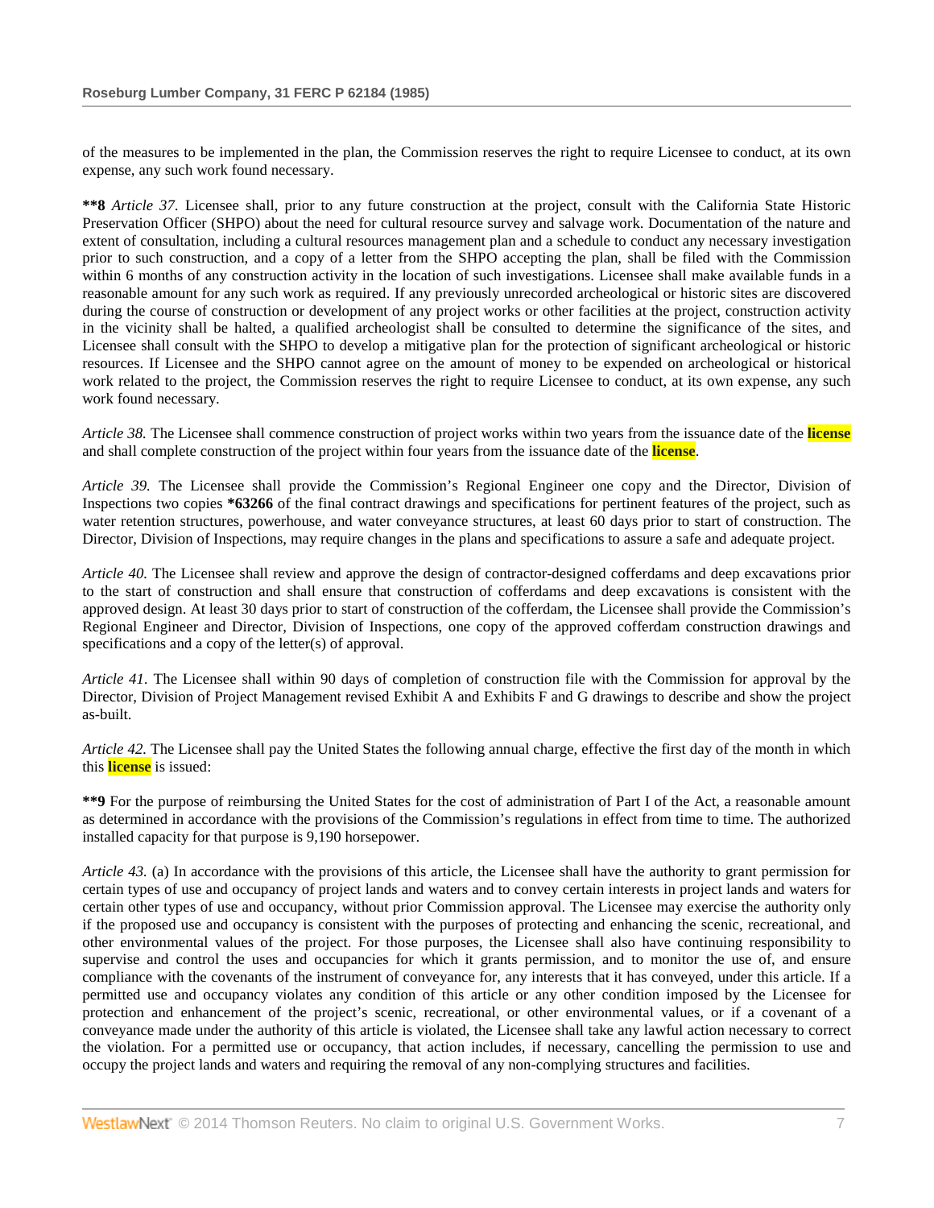of the measures to be implemented in the plan, the Commission reserves the right to require Licensee to conduct, at its own expense, any such work found necessary.

**\*\*8** *Article 37.* Licensee shall, prior to any future construction at the project, consult with the California State Historic Preservation Officer (SHPO) about the need for cultural resource survey and salvage work. Documentation of the nature and extent of consultation, including a cultural resources management plan and a schedule to conduct any necessary investigation prior to such construction, and a copy of a letter from the SHPO accepting the plan, shall be filed with the Commission within 6 months of any construction activity in the location of such investigations. Licensee shall make available funds in a reasonable amount for any such work as required. If any previously unrecorded archeological or historic sites are discovered during the course of construction or development of any project works or other facilities at the project, construction activity in the vicinity shall be halted, a qualified archeologist shall be consulted to determine the significance of the sites, and Licensee shall consult with the SHPO to develop a mitigative plan for the protection of significant archeological or historic resources. If Licensee and the SHPO cannot agree on the amount of money to be expended on archeological or historical work related to the project, the Commission reserves the right to require Licensee to conduct, at its own expense, any such work found necessary.

*Article 38.* The Licensee shall commence construction of project works within two years from the issuance date of the license and shall complete construction of the project within four years from the issuance date of the license.

*Article 39.* The Licensee shall provide the Commission's Regional Engineer one copy and the Director, Division of Inspections two copies **\*63266** of the final contract drawings and specifications for pertinent features of the project, such as water retention structures, powerhouse, and water conveyance structures, at least 60 days prior to start of construction. The Director, Division of Inspections, may require changes in the plans and specifications to assure a safe and adequate project.

*Article 40.* The Licensee shall review and approve the design of contractor-designed cofferdams and deep excavations prior to the start of construction and shall ensure that construction of cofferdams and deep excavations is consistent with the approved design. At least 30 days prior to start of construction of the cofferdam, the Licensee shall provide the Commission's Regional Engineer and Director, Division of Inspections, one copy of the approved cofferdam construction drawings and specifications and a copy of the letter(s) of approval.

*Article 41.* The Licensee shall within 90 days of completion of construction file with the Commission for approval by the Director, Division of Project Management revised Exhibit A and Exhibits F and G drawings to describe and show the project as-built.

*Article 42.* The Licensee shall pay the United States the following annual charge, effective the first day of the month in which this license is issued:

**\*\*9** For the purpose of reimbursing the United States for the cost of administration of Part I of the Act, a reasonable amount as determined in accordance with the provisions of the Commission's regulations in effect from time to time. The authorized installed capacity for that purpose is 9,190 horsepower.

*Article 43.* (a) In accordance with the provisions of this article, the Licensee shall have the authority to grant permission for certain types of use and occupancy of project lands and waters and to convey certain interests in project lands and waters for certain other types of use and occupancy, without prior Commission approval. The Licensee may exercise the authority only if the proposed use and occupancy is consistent with the purposes of protecting and enhancing the scenic, recreational, and other environmental values of the project. For those purposes, the Licensee shall also have continuing responsibility to supervise and control the uses and occupancies for which it grants permission, and to monitor the use of, and ensure compliance with the covenants of the instrument of conveyance for, any interests that it has conveyed, under this article. If a permitted use and occupancy violates any condition of this article or any other condition imposed by the Licensee for protection and enhancement of the project's scenic, recreational, or other environmental values, or if a covenant of a conveyance made under the authority of this article is violated, the Licensee shall take any lawful action necessary to correct the violation. For a permitted use or occupancy, that action includes, if necessary, cancelling the permission to use and occupy the project lands and waters and requiring the removal of any non-complying structures and facilities.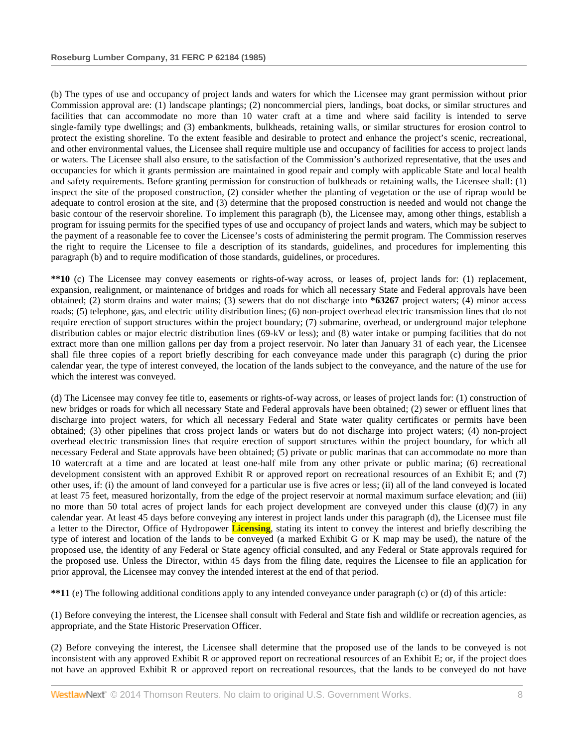(b) The types of use and occupancy of project lands and waters for which the Licensee may grant permission without prior Commission approval are: (1) landscape plantings; (2) noncommercial piers, landings, boat docks, or similar structures and facilities that can accommodate no more than 10 water craft at a time and where said facility is intended to serve single-family type dwellings; and (3) embankments, bulkheads, retaining walls, or similar structures for erosion control to protect the existing shoreline. To the extent feasible and desirable to protect and enhance the project's scenic, recreational, and other environmental values, the Licensee shall require multiple use and occupancy of facilities for access to project lands or waters. The Licensee shall also ensure, to the satisfaction of the Commission's authorized representative, that the uses and occupancies for which it grants permission are maintained in good repair and comply with applicable State and local health and safety requirements. Before granting permission for construction of bulkheads or retaining walls, the Licensee shall: (1) inspect the site of the proposed construction, (2) consider whether the planting of vegetation or the use of riprap would be adequate to control erosion at the site, and (3) determine that the proposed construction is needed and would not change the basic contour of the reservoir shoreline. To implement this paragraph (b), the Licensee may, among other things, establish a program for issuing permits for the specified types of use and occupancy of project lands and waters, which may be subject to the payment of a reasonable fee to cover the Licensee's costs of administering the permit program. The Commission reserves the right to require the Licensee to file a description of its standards, guidelines, and procedures for implementing this paragraph (b) and to require modification of those standards, guidelines, or procedures.

**\*\*10** (c) The Licensee may convey easements or rights-of-way across, or leases of, project lands for: (1) replacement, expansion, realignment, or maintenance of bridges and roads for which all necessary State and Federal approvals have been obtained; (2) storm drains and water mains; (3) sewers that do not discharge into **\*63267** project waters; (4) minor access roads; (5) telephone, gas, and electric utility distribution lines; (6) non-project overhead electric transmission lines that do not require erection of support structures within the project boundary; (7) submarine, overhead, or underground major telephone distribution cables or major electric distribution lines (69-kV or less); and (8) water intake or pumping facilities that do not extract more than one million gallons per day from a project reservoir. No later than January 31 of each year, the Licensee shall file three copies of a report briefly describing for each conveyance made under this paragraph (c) during the prior calendar year, the type of interest conveyed, the location of the lands subject to the conveyance, and the nature of the use for which the interest was conveyed.

(d) The Licensee may convey fee title to, easements or rights-of-way across, or leases of project lands for: (1) construction of new bridges or roads for which all necessary State and Federal approvals have been obtained; (2) sewer or effluent lines that discharge into project waters, for which all necessary Federal and State water quality certificates or permits have been obtained; (3) other pipelines that cross project lands or waters but do not discharge into project waters; (4) non-project overhead electric transmission lines that require erection of support structures within the project boundary, for which all necessary Federal and State approvals have been obtained; (5) private or public marinas that can accommodate no more than 10 watercraft at a time and are located at least one-half mile from any other private or public marina; (6) recreational development consistent with an approved Exhibit R or approved report on recreational resources of an Exhibit E; and (7) other uses, if: (i) the amount of land conveyed for a particular use is five acres or less; (ii) all of the land conveyed is located at least 75 feet, measured horizontally, from the edge of the project reservoir at normal maximum surface elevation; and (iii) no more than 50 total acres of project lands for each project development are conveyed under this clause (d)(7) in any calendar year. At least 45 days before conveying any interest in project lands under this paragraph (d), the Licensee must file a letter to the Director, Office of Hydropower **Licensing**, stating its intent to convey the interest and briefly describing the type of interest and location of the lands to be conveyed (a marked Exhibit G or K map may be used), the nature of the proposed use, the identity of any Federal or State agency official consulted, and any Federal or State approvals required for the proposed use. Unless the Director, within 45 days from the filing date, requires the Licensee to file an application for prior approval, the Licensee may convey the intended interest at the end of that period.

**\*\*11** (e) The following additional conditions apply to any intended conveyance under paragraph (c) or (d) of this article:

(1) Before conveying the interest, the Licensee shall consult with Federal and State fish and wildlife or recreation agencies, as appropriate, and the State Historic Preservation Officer.

(2) Before conveying the interest, the Licensee shall determine that the proposed use of the lands to be conveyed is not inconsistent with any approved Exhibit R or approved report on recreational resources of an Exhibit E; or, if the project does not have an approved Exhibit R or approved report on recreational resources, that the lands to be conveyed do not have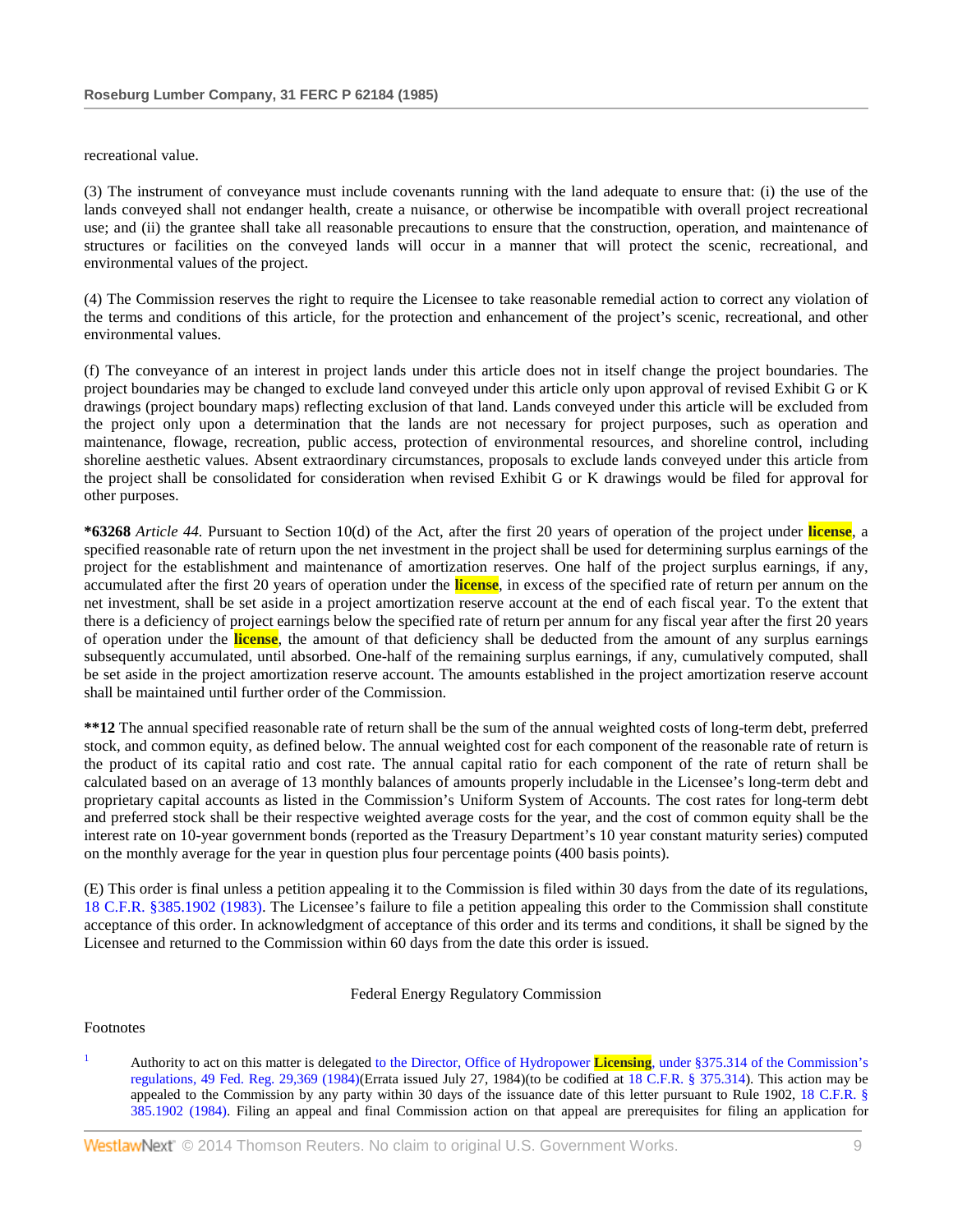recreational value.

(3) The instrument of conveyance must include covenants running with the land adequate to ensure that: (i) the use of the lands conveyed shall not endanger health, create a nuisance, or otherwise be incompatible with overall project recreational use; and (ii) the grantee shall take all reasonable precautions to ensure that the construction, operation, and maintenance of structures or facilities on the conveyed lands will occur in a manner that will protect the scenic, recreational, and environmental values of the project.

(4) The Commission reserves the right to require the Licensee to take reasonable remedial action to correct any violation of the terms and conditions of this article, for the protection and enhancement of the project's scenic, recreational, and other environmental values.

(f) The conveyance of an interest in project lands under this article does not in itself change the project boundaries. The project boundaries may be changed to exclude land conveyed under this article only upon approval of revised Exhibit G or K drawings (project boundary maps) reflecting exclusion of that land. Lands conveyed under this article will be excluded from the project only upon a determination that the lands are not necessary for project purposes, such as operation and maintenance, flowage, recreation, public access, protection of environmental resources, and shoreline control, including shoreline aesthetic values. Absent extraordinary circumstances, proposals to exclude lands conveyed under this article from the project shall be consolidated for consideration when revised Exhibit G or K drawings would be filed for approval for other purposes.

**\*63268** *Article 44.* Pursuant to Section 10(d) of the Act, after the first 20 years of operation of the project under **license**, a specified reasonable rate of return upon the net investment in the project shall be used for determining surplus earnings of the project for the establishment and maintenance of amortization reserves. One half of the project surplus earnings, if any, accumulated after the first 20 years of operation under the **license**, in excess of the specified rate of return per annum on the net investment, shall be set aside in a project amortization reserve account at the end of each fiscal year. To the extent that there is a deficiency of project earnings below the specified rate of return per annum for any fiscal year after the first 20 years of operation under the **license**, the amount of that deficiency shall be deducted from the amount of any surplus earnings subsequently accumulated, until absorbed. One-half of the remaining surplus earnings, if any, cumulatively computed, shall be set aside in the project amortization reserve account. The amounts established in the project amortization reserve account shall be maintained until further order of the Commission.

**\*\*12** The annual specified reasonable rate of return shall be the sum of the annual weighted costs of long-term debt, preferred stock, and common equity, as defined below. The annual weighted cost for each component of the reasonable rate of return is the product of its capital ratio and cost rate. The annual capital ratio for each component of the rate of return shall be calculated based on an average of 13 monthly balances of amounts properly includable in the Licensee's long-term debt and proprietary capital accounts as listed in the Commission's Uniform System of Accounts. The cost rates for long-term debt and preferred stock shall be their respective weighted average costs for the year, and the cost of common equity shall be the interest rate on 10-year government bonds (reported as the Treasury Department's 10 year constant maturity series) computed on the monthly average for the year in question plus four percentage points (400 basis points).

(E) This order is final unless a petition appealing it to the Commission is filed within 30 days from the date of its regulations, 18 C.F.R. §385.1902 (1983). The Licensee's failure to file a petition appealing this order to the Commission shall constitute acceptance of this order. In acknowledgment of acceptance of this order and its terms and conditions, it shall be signed by the Licensee and returned to the Commission within 60 days from the date this order is issued.

Federal Energy Regulatory Commission

Footnotes

[1] Authority to act on this matter is delegated to the Director, Office of Hydropower **Licensing**, under §375.314 of the Commission's regulations, 49 Fed. Reg. 29,369 (1984)(Errata issued July 27, 1984)(to be codified at 18 C.F.R. § 375.314). This action may be appealed to the Commission by any party within 30 days of the issuance date of this letter pursuant to Rule 1902, 18 C.F.R. § 385.1902 (1984). Filing an appeal and final Commission action on that appeal are prerequisites for filing an application for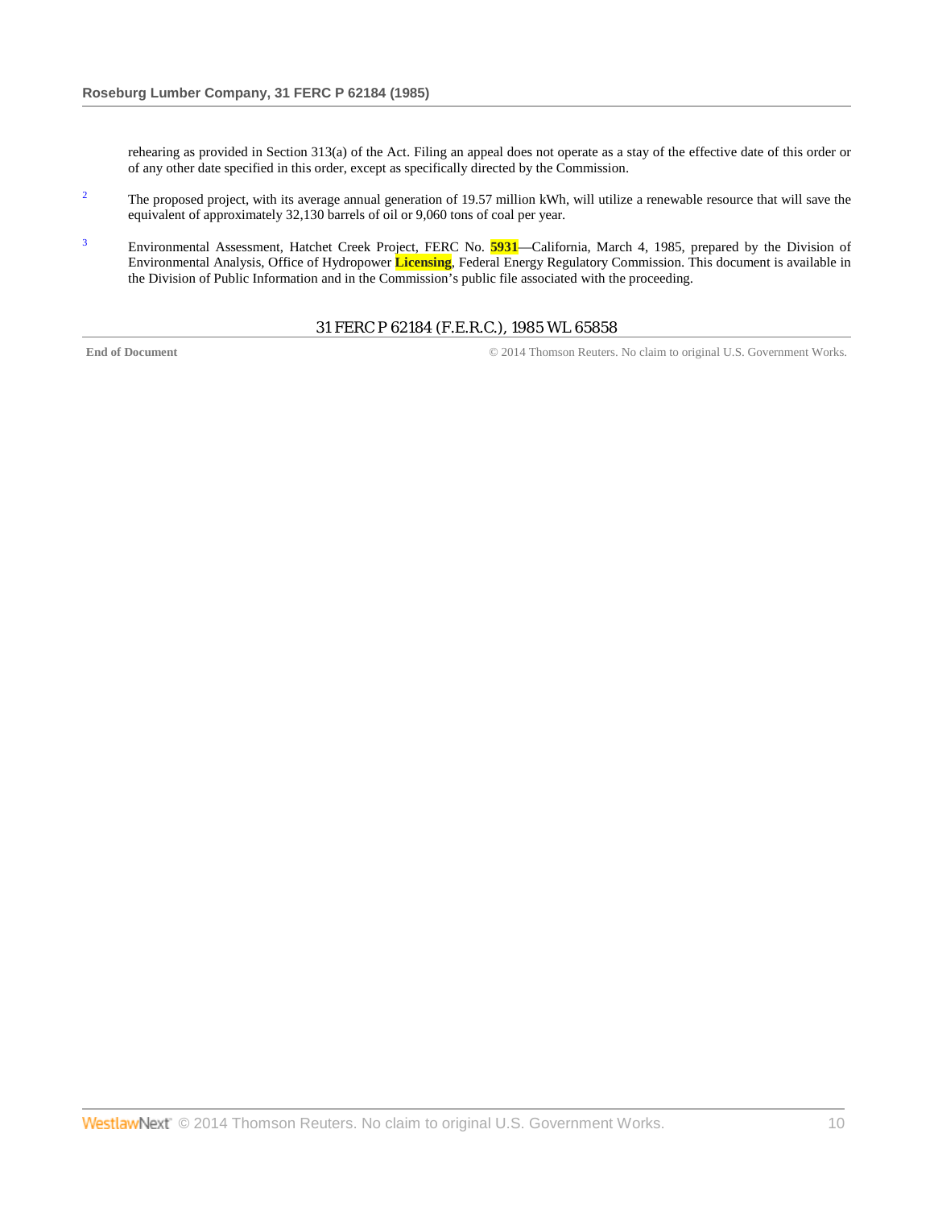rehearing as provided in Section 313(a) of the Act. Filing an appeal does not operate as a stay of the effective date of this order or of any other date specified in this order, except as specifically directed by the Commission.

[2] The proposed project, with its average annual generation of 19.57 million kWh, will utilize a renewable resource that will save the equivalent of approximately 32,130 barrels of oil or 9,060 tons of coal per year.

[3] Environmental Assessment, Hatchet Creek Project, FERC No. 5931—California, March 4, 1985, prepared by the Division of Environmental Analysis, Office of Hydropower Licensing, Federal Energy Regulatory Commission. This document is available in the Division of Public Information and in the Commission's public file associated with the proceeding.

31 FERC P 62184 (F.E.R.C.), 1985 WL 65858

**End of Document** © 2014 Thomson Reuters. No claim to original U.S. Government Works.